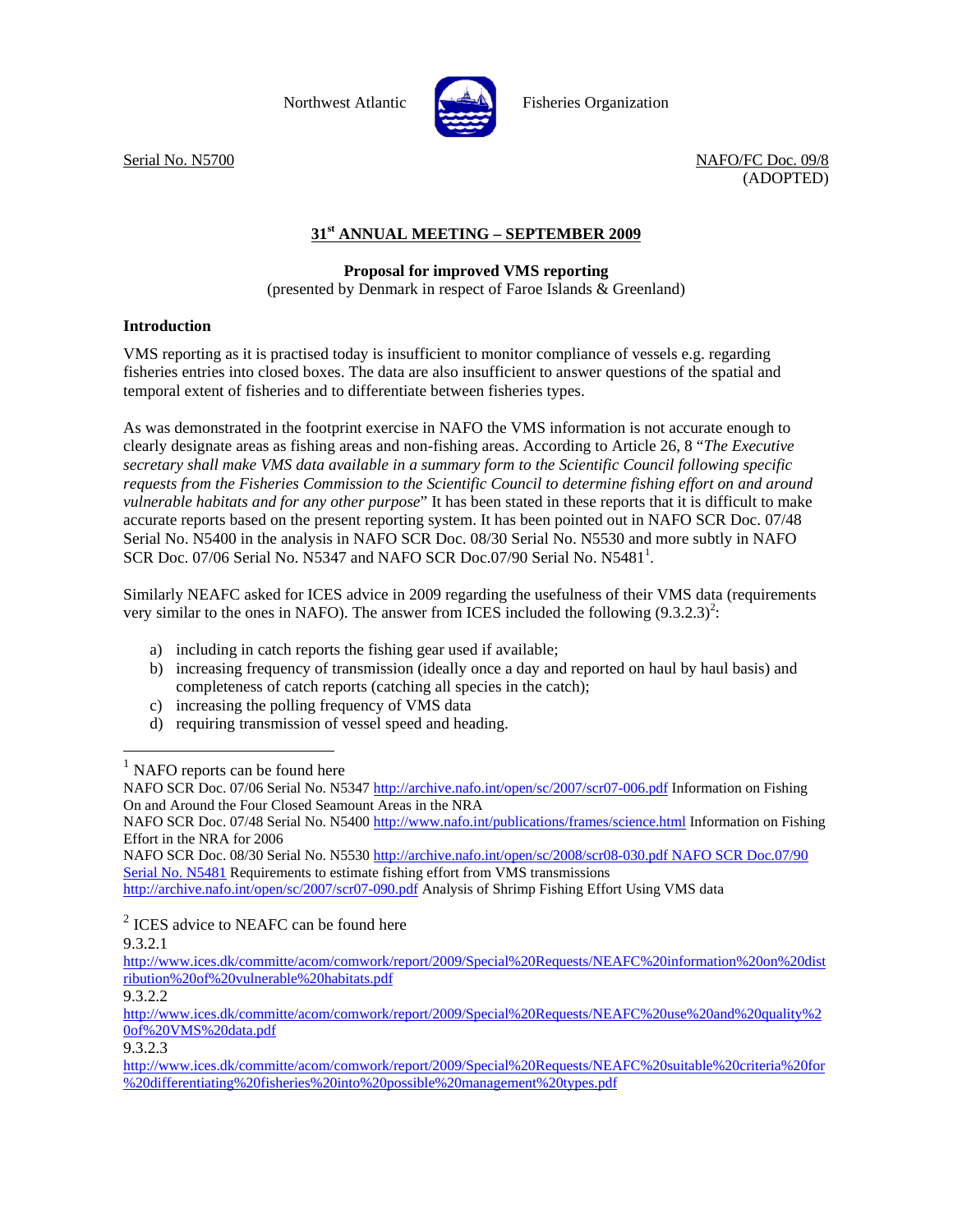Northwest Atlantic Fisheries Organization

Serial No. N5700

NAFO/FC Doc. 09/8
(ADOPTED)

## 31st ANNUAL MEETING – SEPTEMBER 2009

**Proposal for improved VMS reporting**
(presented by Denmark in respect of Faroe Islands & Greenland)

### Introduction

VMS reporting as it is practised today is insufficient to monitor compliance of vessels e.g. regarding fisheries entries into closed boxes. The data are also insufficient to answer questions of the spatial and temporal extent of fisheries and to differentiate between fisheries types.

As was demonstrated in the footprint exercise in NAFO the VMS information is not accurate enough to clearly designate areas as fishing areas and non-fishing areas. According to Article 26, 8 "*The Executive secretary shall make VMS data available in a summary form to the Scientific Council following specific requests from the Fisheries Commission to the Scientific Council to determine fishing effort on and around vulnerable habitats and for any other purpose*" It has been stated in these reports that it is difficult to make accurate reports based on the present reporting system. It has been pointed out in NAFO SCR Doc. 07/48 Serial No. N5400 in the analysis in NAFO SCR Doc. 08/30 Serial No. N5530 and more subtly in NAFO SCR Doc. 07/06 Serial No. N5347 and NAFO SCR Doc.07/90 Serial No. N5481[1].

Similarly NEAFC asked for ICES advice in 2009 regarding the usefulness of their VMS data (requirements very similar to the ones in NAFO). The answer from ICES included the following (9.3.2.3)[2]:

a) including in catch reports the fishing gear used if available;
b) increasing frequency of transmission (ideally once a day and reported on haul by haul basis) and completeness of catch reports (catching all species in the catch);
c) increasing the polling frequency of VMS data
d) requiring transmission of vessel speed and heading.

---

[1] NAFO reports can be found here
NAFO SCR Doc. 07/06 Serial No. N5347 http://archive.nafo.int/open/sc/2007/scr07-006.pdf Information on Fishing On and Around the Four Closed Seamount Areas in the NRA
NAFO SCR Doc. 07/48 Serial No. N5400 http://www.nafo.int/publications/frames/science.html Information on Fishing Effort in the NRA for 2006
NAFO SCR Doc. 08/30 Serial No. N5530 http://archive.nafo.int/open/sc/2008/scr08-030.pdf NAFO SCR Doc.07/90 Serial No. N5481 Requirements to estimate fishing effort from VMS transmissions
http://archive.nafo.int/open/sc/2007/scr07-090.pdf Analysis of Shrimp Fishing Effort Using VMS data

[2] ICES advice to NEAFC can be found here
9.3.2.1
http://www.ices.dk/committe/acom/comwork/report/2009/Special%20Requests/NEAFC%20information%20on%20distribution%20of%20vulnerable%20habitats.pdf
9.3.2.2
http://www.ices.dk/committe/acom/comwork/report/2009/Special%20Requests/NEAFC%20use%20and%20quality%20of%20VMS%20data.pdf
9.3.2.3
http://www.ices.dk/committe/acom/comwork/report/2009/Special%20Requests/NEAFC%20suitable%20criteria%20for%20differentiating%20fisheries%20into%20possible%20management%20types.pdf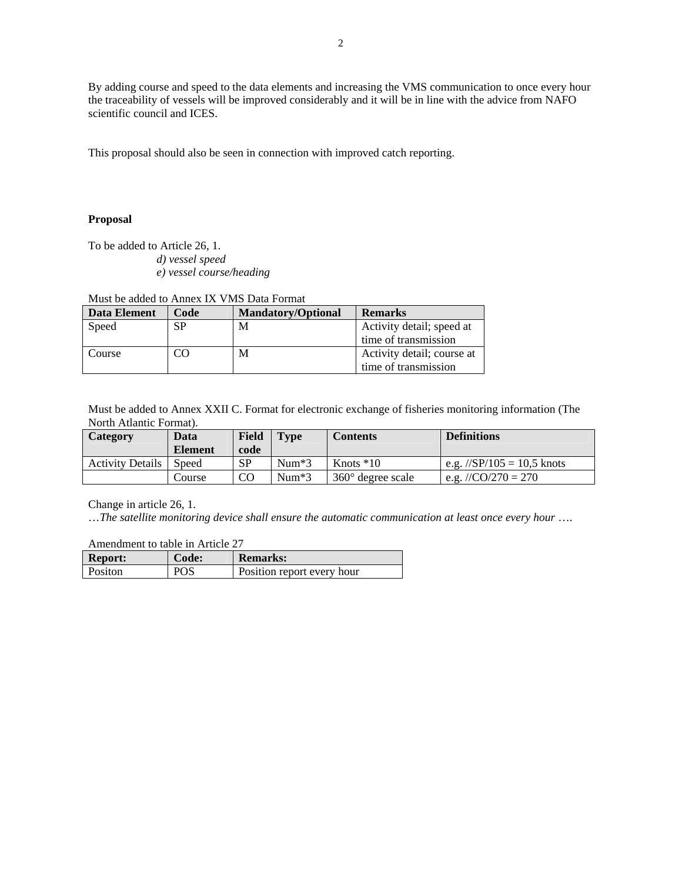By adding course and speed to the data elements and increasing the VMS communication to once every hour the traceability of vessels will be improved considerably and it will be in line with the advice from NAFO scientific council and ICES.

This proposal should also be seen in connection with improved catch reporting.

**Proposal**

To be added to Article 26, 1.

*d) vessel speed*
*e) vessel course/heading*

Must be added to Annex IX VMS Data Format

| Data Element | Code | Mandatory/Optional | Remarks |
|---|---|---|---|
| Speed | SP | M | Activity detail; speed at time of transmission |
| Course | CO | M | Activity detail; course at time of transmission |

Must be added to Annex XXII C. Format for electronic exchange of fisheries monitoring information (The North Atlantic Format).

| Category | Data Element | Field code | Type | Contents | Definitions |
|---|---|---|---|---|---|
| Activity Details | Speed | SP | Num*3 | Knots *10 | e.g. //SP/105 = 10,5 knots |
| | Course | CO | Num*3 | 360° degree scale | e.g. //CO/270 = 270 |

Change in article 26, 1.

…*The satellite monitoring device shall ensure the automatic communication at least once every hour ….*

Amendment to table in Article 27

| Report: | Code: | Remarks: |
|---|---|---|
| Positon | POS | Position report every hour |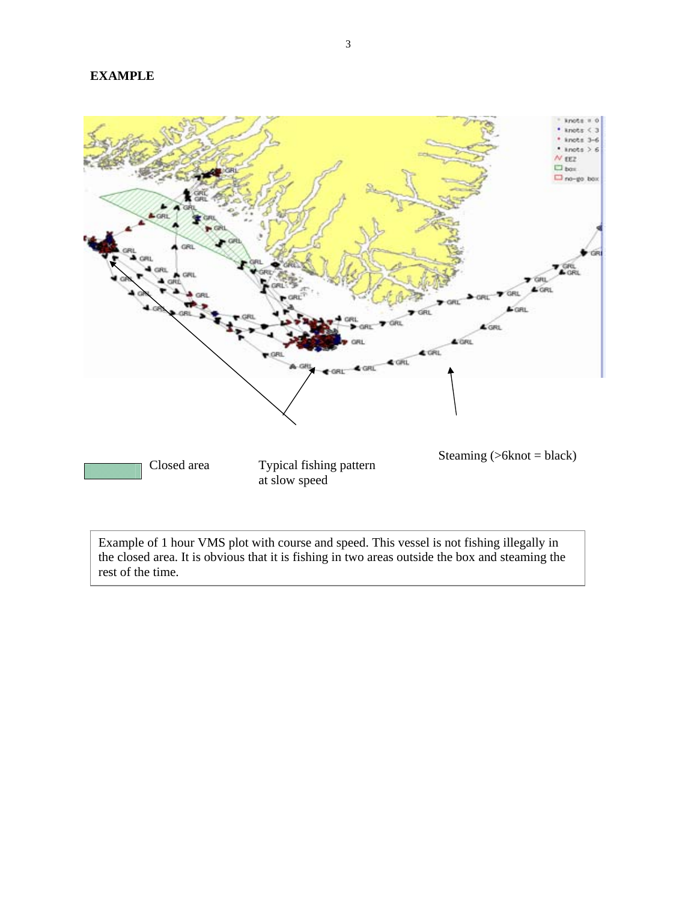**EXAMPLE**

knots = 0
knots < 3
knots 3-6
knots > 6
EEZ
box
no-go box

Closed area

Typical fishing pattern at slow speed

Steaming (>6knot = black)

Example of 1 hour VMS plot with course and speed. This vessel is not fishing illegally in the closed area. It is obvious that it is fishing in two areas outside the box and steaming the rest of the time.